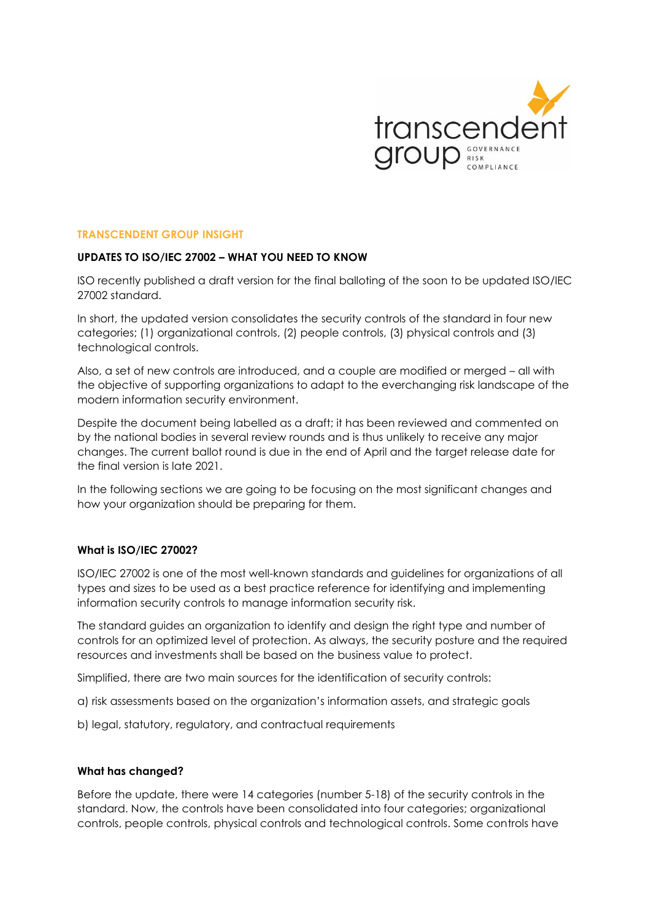TRANSCENDENT GROUP INSIGHT

# UPDATES TO ISO/IEC 27002 – WHAT YOU NEED TO KNOW

ISO recently published a draft version for the final balloting of the soon to be updated ISO/IEC 27002 standard.

In short, the updated version consolidates the security controls of the standard in four new categories; (1) organizational controls, (2) people controls, (3) physical controls and (3) technological controls.

Also, a set of new controls are introduced, and a couple are modified or merged – all with the objective of supporting organizations to adapt to the everchanging risk landscape of the modern information security environment.

Despite the document being labelled as a draft; it has been reviewed and commented on by the national bodies in several review rounds and is thus unlikely to receive any major changes. The current ballot round is due in the end of April and the target release date for the final version is late 2021.

In the following sections we are going to be focusing on the most significant changes and how your organization should be preparing for them.

## What is ISO/IEC 27002?

ISO/IEC 27002 is one of the most well-known standards and guidelines for organizations of all types and sizes to be used as a best practice reference for identifying and implementing information security controls to manage information security risk.

The standard guides an organization to identify and design the right type and number of controls for an optimized level of protection. As always, the security posture and the required resources and investments shall be based on the business value to protect.

Simplified, there are two main sources for the identification of security controls:

a) risk assessments based on the organization's information assets, and strategic goals

b) legal, statutory, regulatory, and contractual requirements

## What has changed?

Before the update, there were 14 categories (number 5-18) of the security controls in the standard. Now, the controls have been consolidated into four categories; organizational controls, people controls, physical controls and technological controls. Some controls have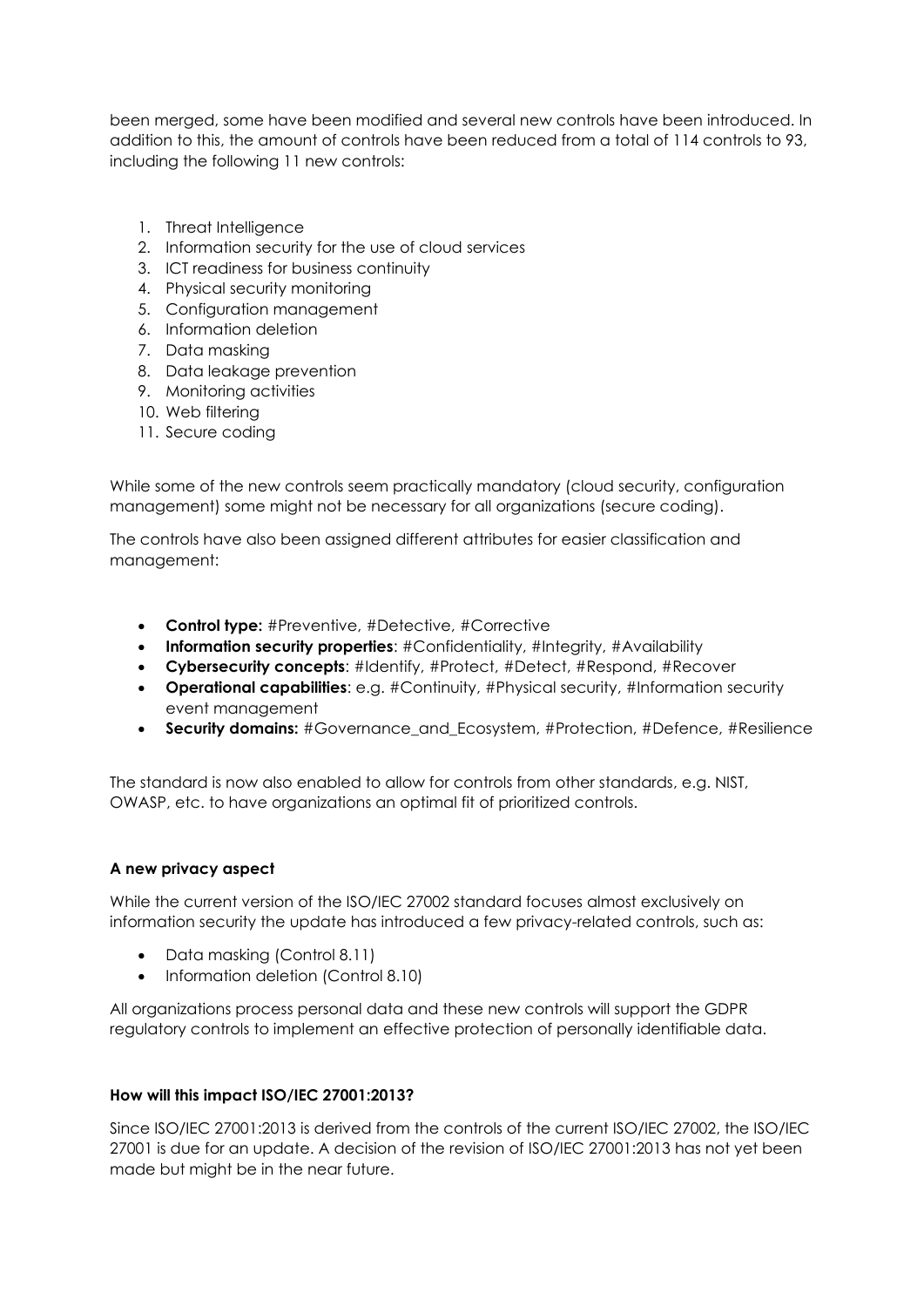been merged, some have been modified and several new controls have been introduced. In addition to this, the amount of controls have been reduced from a total of 114 controls to 93, including the following 11 new controls:

1. Threat Intelligence
2. Information security for the use of cloud services
3. ICT readiness for business continuity
4. Physical security monitoring
5. Configuration management
6. Information deletion
7. Data masking
8. Data leakage prevention
9. Monitoring activities
10. Web filtering
11. Secure coding

While some of the new controls seem practically mandatory (cloud security, configuration management) some might not be necessary for all organizations (secure coding).

The controls have also been assigned different attributes for easier classification and management:

- **Control type:** #Preventive, #Detective, #Corrective
- **Information security properties**: #Confidentiality, #Integrity, #Availability
- **Cybersecurity concepts**: #Identify, #Protect, #Detect, #Respond, #Recover
- **Operational capabilities**: e.g. #Continuity, #Physical security, #Information security event management
- **Security domains:** #Governance_and_Ecosystem, #Protection, #Defence, #Resilience

The standard is now also enabled to allow for controls from other standards, e.g. NIST, OWASP, etc. to have organizations an optimal fit of prioritized controls.

### A new privacy aspect

While the current version of the ISO/IEC 27002 standard focuses almost exclusively on information security the update has introduced a few privacy-related controls, such as:

- Data masking (Control 8.11)
- Information deletion (Control 8.10)

All organizations process personal data and these new controls will support the GDPR regulatory controls to implement an effective protection of personally identifiable data.

### How will this impact ISO/IEC 27001:2013?

Since ISO/IEC 27001:2013 is derived from the controls of the current ISO/IEC 27002, the ISO/IEC 27001 is due for an update. A decision of the revision of ISO/IEC 27001:2013 has not yet been made but might be in the near future.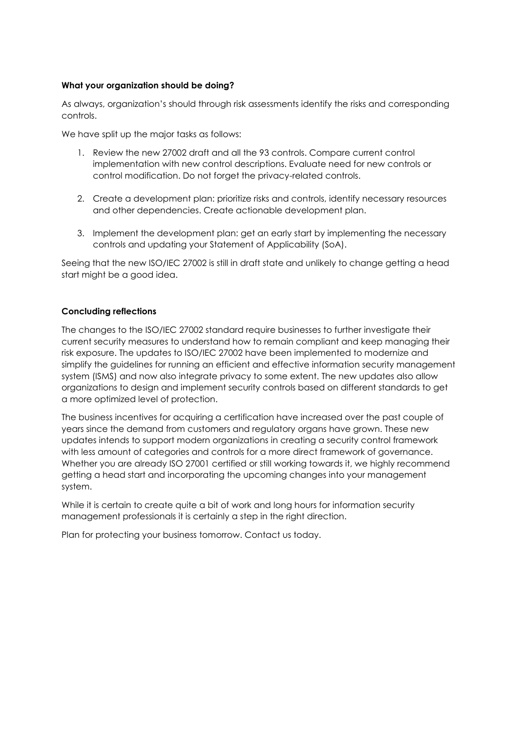**What your organization should be doing?**

As always, organization's should through risk assessments identify the risks and corresponding controls.

We have split up the major tasks as follows:

1. Review the new 27002 draft and all the 93 controls. Compare current control implementation with new control descriptions. Evaluate need for new controls or control modification. Do not forget the privacy-related controls.

2. Create a development plan: prioritize risks and controls, identify necessary resources and other dependencies. Create actionable development plan.

3. Implement the development plan: get an early start by implementing the necessary controls and updating your Statement of Applicability (SoA).

Seeing that the new ISO/IEC 27002 is still in draft state and unlikely to change getting a head start might be a good idea.

**Concluding reflections**

The changes to the ISO/IEC 27002 standard require businesses to further investigate their current security measures to understand how to remain compliant and keep managing their risk exposure. The updates to ISO/IEC 27002 have been implemented to modernize and simplify the guidelines for running an efficient and effective information security management system (ISMS) and now also integrate privacy to some extent. The new updates also allow organizations to design and implement security controls based on different standards to get a more optimized level of protection.

The business incentives for acquiring a certification have increased over the past couple of years since the demand from customers and regulatory organs have grown. These new updates intends to support modern organizations in creating a security control framework with less amount of categories and controls for a more direct framework of governance. Whether you are already ISO 27001 certified or still working towards it, we highly recommend getting a head start and incorporating the upcoming changes into your management system.

While it is certain to create quite a bit of work and long hours for information security management professionals it is certainly a step in the right direction.

Plan for protecting your business tomorrow. Contact us today.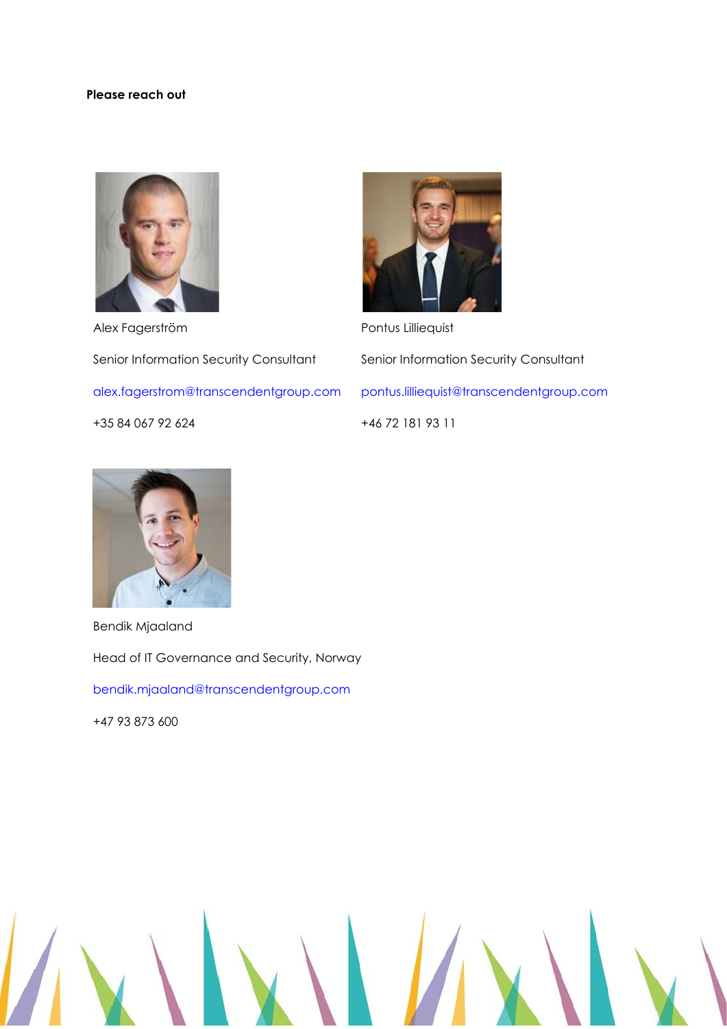**Please reach out**

Alex Fagerström

Senior Information Security Consultant

alex.fagerstrom@transcendentgroup.com

+35 84 067 92 624

Pontus Lilliequist

Senior Information Security Consultant

pontus.lilliequist@transcendentgroup.com

+46 72 181 93 11

Bendik Mjaaland

Head of IT Governance and Security, Norway

bendik.mjaaland@transcendentgroup.com

+47 93 873 600